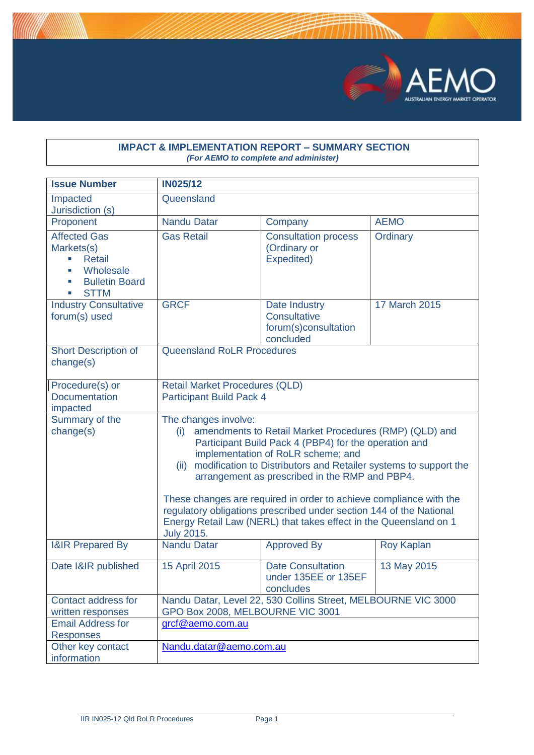**IMPACT & IMPLEMENTATION REPORT – SUMMARY SECTION**
*(For AEMO to complete and administer)*

| **Issue Number** | **IN025/12** | | |
|---|---|---|---|
| Impacted Jurisdiction (s) | Queensland | | |
| Proponent | Nandu Datar | Company | AEMO |
| Affected Gas Markets(s)<br>▪ Retail<br>▪ Wholesale<br>▪ Bulletin Board<br>▪ STTM | Gas Retail | Consultation process (Ordinary or Expedited) | Ordinary |
| Industry Consultative forum(s) used | GRCF | Date Industry Consultative forum(s)consultation concluded | 17 March 2015 |
| Short Description of change(s) | Queensland RoLR Procedures | | |
| Procedure(s) or Documentation impacted | Retail Market Procedures (QLD)<br>Participant Build Pack 4 | | |
| Summary of the change(s) | The changes involve:<br>(i) amendments to Retail Market Procedures (RMP) (QLD) and Participant Build Pack 4 (PBP4) for the operation and implementation of RoLR scheme; and<br>(ii) modification to Distributors and Retailer systems to support the arrangement as prescribed in the RMP and PBP4.<br><br>These changes are required in order to achieve compliance with the regulatory obligations prescribed under section 144 of the National Energy Retail Law (NERL) that takes effect in the Queensland on 1 July 2015. | | |
| I&IR Prepared By | Nandu Datar | Approved By | Roy Kaplan |
| Date I&IR published | 15 April 2015 | Date Consultation under 135EE or 135EF concludes | 13 May 2015 |
| Contact address for written responses | Nandu Datar, Level 22, 530 Collins Street, MELBOURNE VIC 3000<br>GPO Box 2008, MELBOURNE VIC 3001 | | |
| Email Address for Responses | grcf@aemo.com.au | | |
| Other key contact information | Nandu.datar@aemo.com.au | | |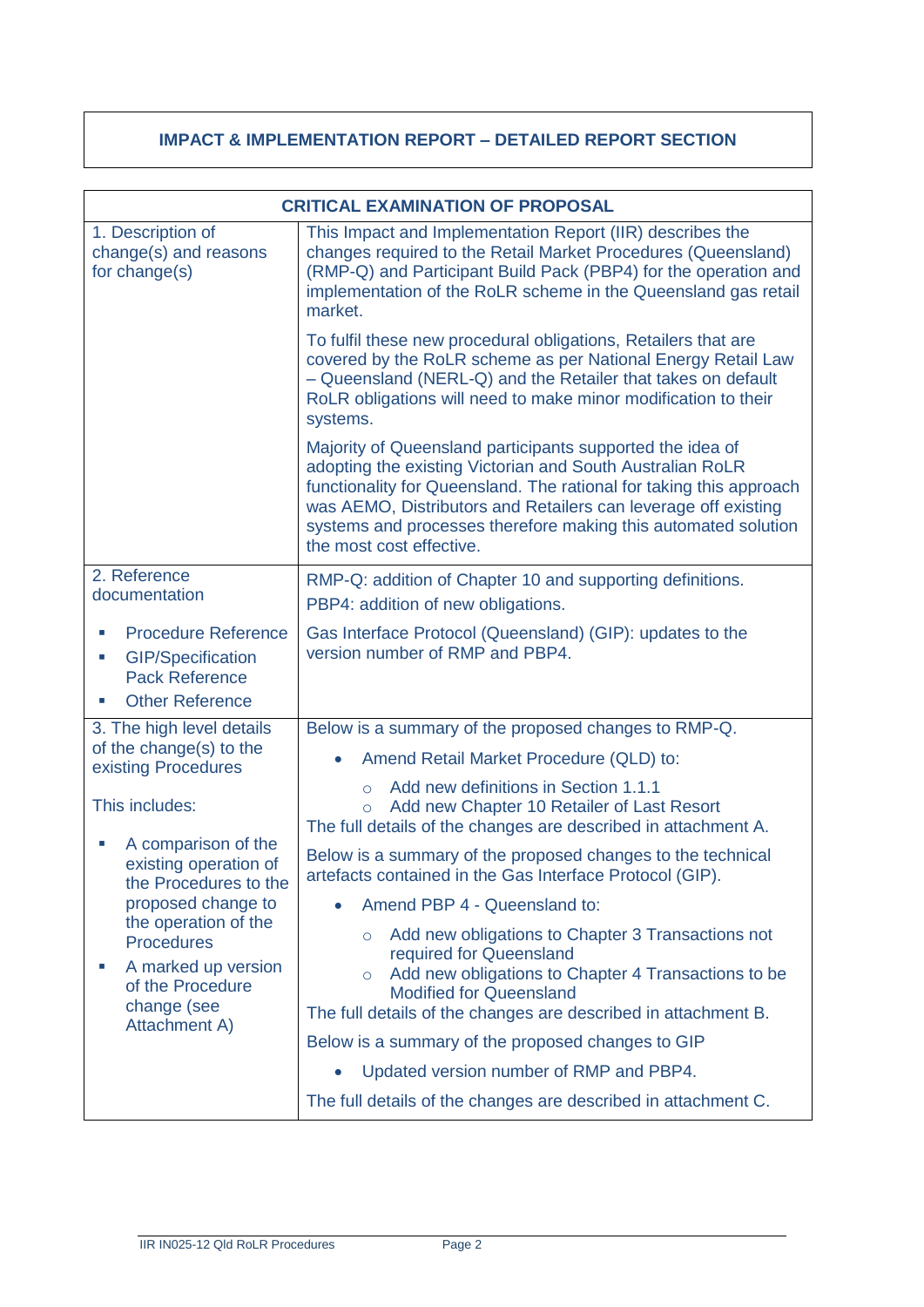## IMPACT & IMPLEMENTATION REPORT – DETAILED REPORT SECTION

| CRITICAL EXAMINATION OF PROPOSAL | |
|---|---|
| 1. Description of change(s) and reasons for change(s) | This Impact and Implementation Report (IIR) describes the changes required to the Retail Market Procedures (Queensland) (RMP-Q) and Participant Build Pack (PBP4) for the operation and implementation of the RoLR scheme in the Queensland gas retail market.<br><br>To fulfil these new procedural obligations, Retailers that are covered by the RoLR scheme as per National Energy Retail Law – Queensland (NERL-Q) and the Retailer that takes on default RoLR obligations will need to make minor modification to their systems.<br><br>Majority of Queensland participants supported the idea of adopting the existing Victorian and South Australian RoLR functionality for Queensland. The rational for taking this approach was AEMO, Distributors and Retailers can leverage off existing systems and processes therefore making this automated solution the most cost effective. |
| 2. Reference documentation<br><br>- Procedure Reference<br>- GIP/Specification Pack Reference<br>- Other Reference | RMP-Q: addition of Chapter 10 and supporting definitions.<br>PBP4: addition of new obligations.<br><br>Gas Interface Protocol (Queensland) (GIP): updates to the version number of RMP and PBP4. |
| 3. The high level details of the change(s) to the existing Procedures<br><br>This includes:<br><br>- A comparison of the existing operation of the Procedures to the proposed change to the operation of the Procedures<br>- A marked up version of the Procedure change (see Attachment A) | Below is a summary of the proposed changes to RMP-Q.<br><br>- Amend Retail Market Procedure (QLD) to:<br>  - Add new definitions in Section 1.1.1<br>  - Add new Chapter 10 Retailer of Last Resort<br><br>The full details of the changes are described in attachment A.<br><br>Below is a summary of the proposed changes to the technical artefacts contained in the Gas Interface Protocol (GIP).<br><br>- Amend PBP 4 - Queensland to:<br>  - Add new obligations to Chapter 3 Transactions not required for Queensland<br>  - Add new obligations to Chapter 4 Transactions to be Modified for Queensland<br><br>The full details of the changes are described in attachment B.<br><br>Below is a summary of the proposed changes to GIP<br><br>- Updated version number of RMP and PBP4.<br><br>The full details of the changes are described in attachment C. |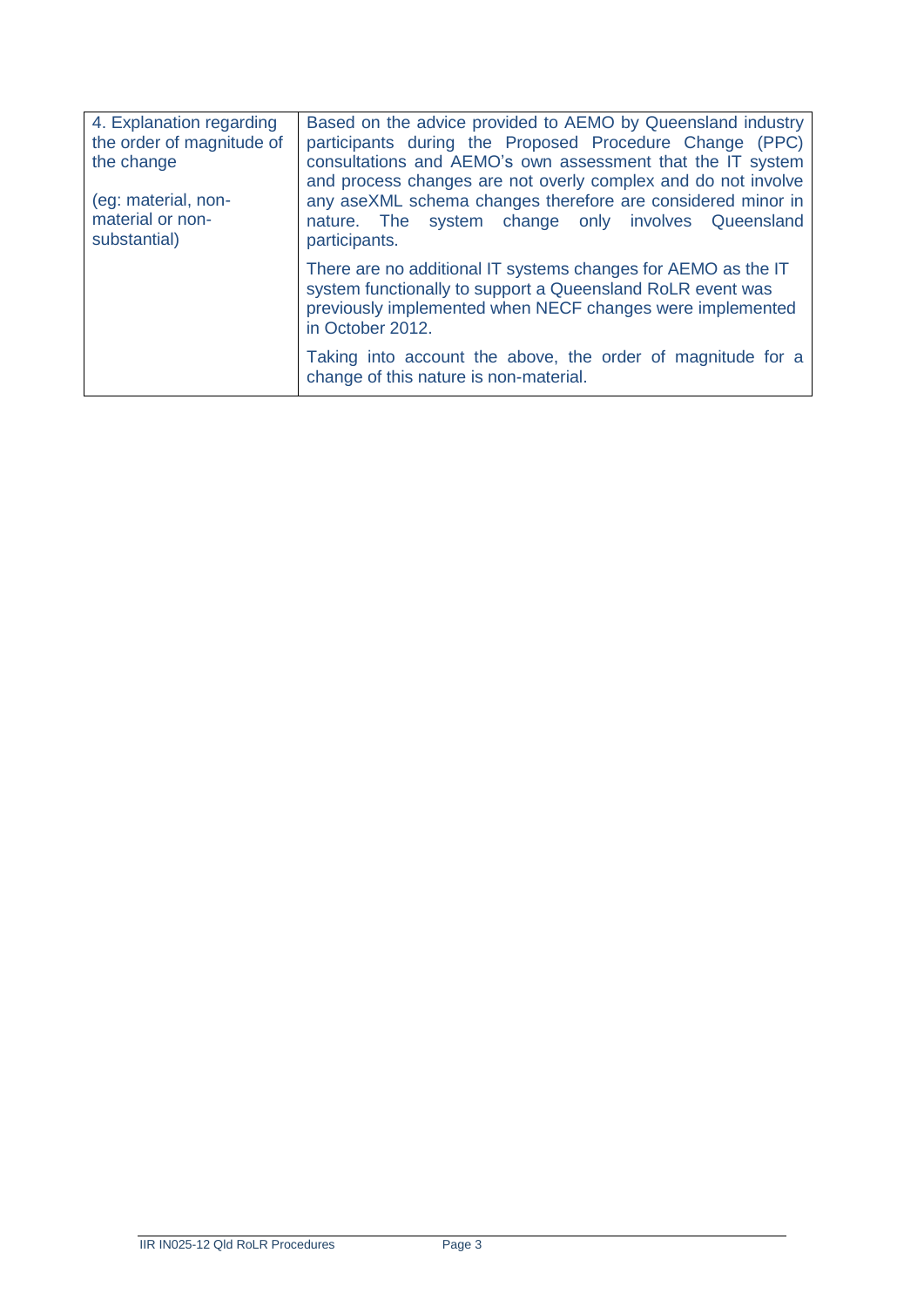| | |
|---|---|
| 4. Explanation regarding the order of magnitude of the change<br><br>(eg: material, non-material or non-substantial) | Based on the advice provided to AEMO by Queensland industry participants during the Proposed Procedure Change (PPC) consultations and AEMO's own assessment that the IT system and process changes are not overly complex and do not involve any aseXML schema changes therefore are considered minor in nature. The system change only involves Queensland participants.<br><br>There are no additional IT systems changes for AEMO as the IT system functionally to support a Queensland RoLR event was previously implemented when NECF changes were implemented in October 2012.<br><br>Taking into account the above, the order of magnitude for a change of this nature is non-material. |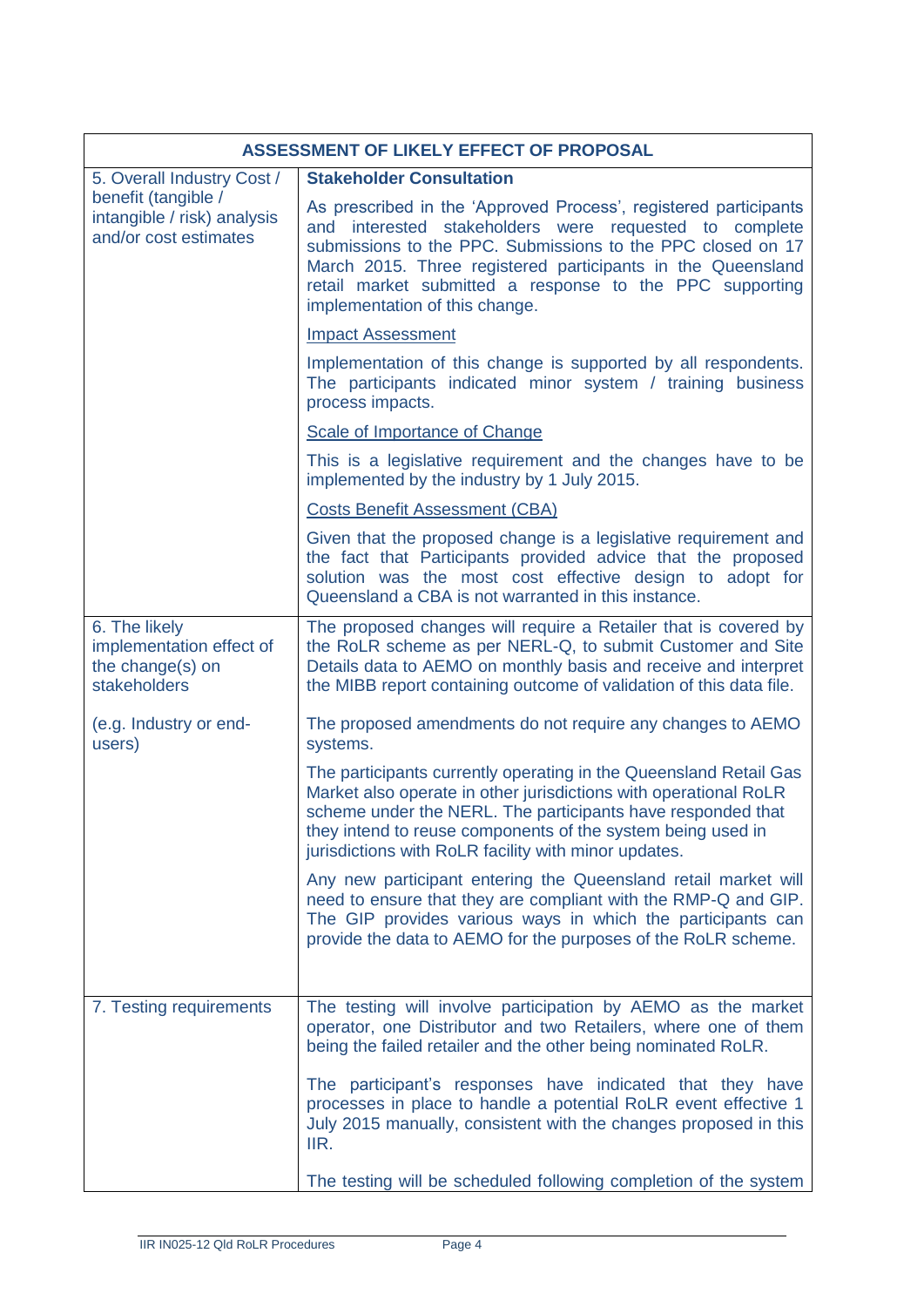| ASSESSMENT OF LIKELY EFFECT OF PROPOSAL | |
|---|---|
| 5. Overall Industry Cost / benefit (tangible / intangible / risk) analysis and/or cost estimates | **Stakeholder Consultation**<br><br>As prescribed in the 'Approved Process', registered participants and interested stakeholders were requested to complete submissions to the PPC. Submissions to the PPC closed on 17 March 2015. Three registered participants in the Queensland retail market submitted a response to the PPC supporting implementation of this change.<br><br>Impact Assessment<br><br>Implementation of this change is supported by all respondents. The participants indicated minor system / training business process impacts.<br><br>Scale of Importance of Change<br><br>This is a legislative requirement and the changes have to be implemented by the industry by 1 July 2015.<br><br>Costs Benefit Assessment (CBA)<br><br>Given that the proposed change is a legislative requirement and the fact that Participants provided advice that the proposed solution was the most cost effective design to adopt for Queensland a CBA is not warranted in this instance. |
| 6. The likely implementation effect of the change(s) on stakeholders<br><br>(e.g. Industry or end-users) | The proposed changes will require a Retailer that is covered by the RoLR scheme as per NERL-Q, to submit Customer and Site Details data to AEMO on monthly basis and receive and interpret the MIBB report containing outcome of validation of this data file.<br><br>The proposed amendments do not require any changes to AEMO systems.<br><br>The participants currently operating in the Queensland Retail Gas Market also operate in other jurisdictions with operational RoLR scheme under the NERL. The participants have responded that they intend to reuse components of the system being used in jurisdictions with RoLR facility with minor updates.<br><br>Any new participant entering the Queensland retail market will need to ensure that they are compliant with the RMP-Q and GIP. The GIP provides various ways in which the participants can provide the data to AEMO for the purposes of the RoLR scheme. |
| 7. Testing requirements | The testing will involve participation by AEMO as the market operator, one Distributor and two Retailers, where one of them being the failed retailer and the other being nominated RoLR.<br><br>The participant's responses have indicated that they have processes in place to handle a potential RoLR event effective 1 July 2015 manually, consistent with the changes proposed in this IIR.<br><br>The testing will be scheduled following completion of the system |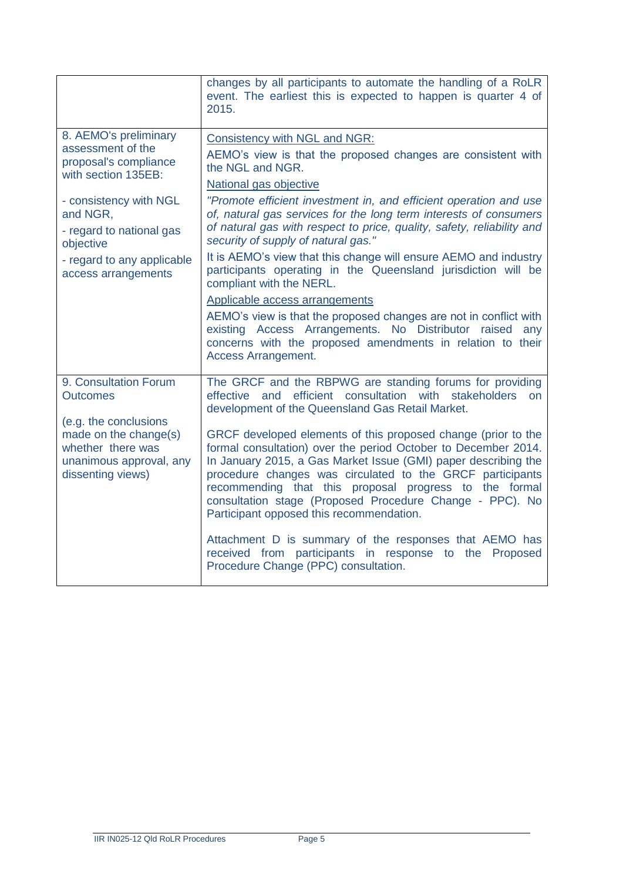| | |
|---|---|
| | changes by all participants to automate the handling of a RoLR event. The earliest this is expected to happen is quarter 4 of 2015. |
| 8. AEMO's preliminary assessment of the proposal's compliance with section 135EB:<br><br>- consistency with NGL and NGR,<br>- regard to national gas objective<br>- regard to any applicable access arrangements | Consistency with NGL and NGR:<br>AEMO's view is that the proposed changes are consistent with the NGL and NGR.<br>National gas objective<br>*"Promote efficient investment in, and efficient operation and use of, natural gas services for the long term interests of consumers of natural gas with respect to price, quality, safety, reliability and security of supply of natural gas."*<br>It is AEMO's view that this change will ensure AEMO and industry participants operating in the Queensland jurisdiction will be compliant with the NERL.<br>Applicable access arrangements<br>AEMO's view is that the proposed changes are not in conflict with existing Access Arrangements. No Distributor raised any concerns with the proposed amendments in relation to their Access Arrangement. |
| 9. Consultation Forum Outcomes<br><br>(e.g. the conclusions made on the change(s) whether there was unanimous approval, any dissenting views) | The GRCF and the RBPWG are standing forums for providing effective and efficient consultation with stakeholders on development of the Queensland Gas Retail Market.<br><br>GRCF developed elements of this proposed change (prior to the formal consultation) over the period October to December 2014. In January 2015, a Gas Market Issue (GMI) paper describing the procedure changes was circulated to the GRCF participants recommending that this proposal progress to the formal consultation stage (Proposed Procedure Change - PPC). No Participant opposed this recommendation.<br><br>Attachment D is summary of the responses that AEMO has received from participants in response to the Proposed Procedure Change (PPC) consultation. |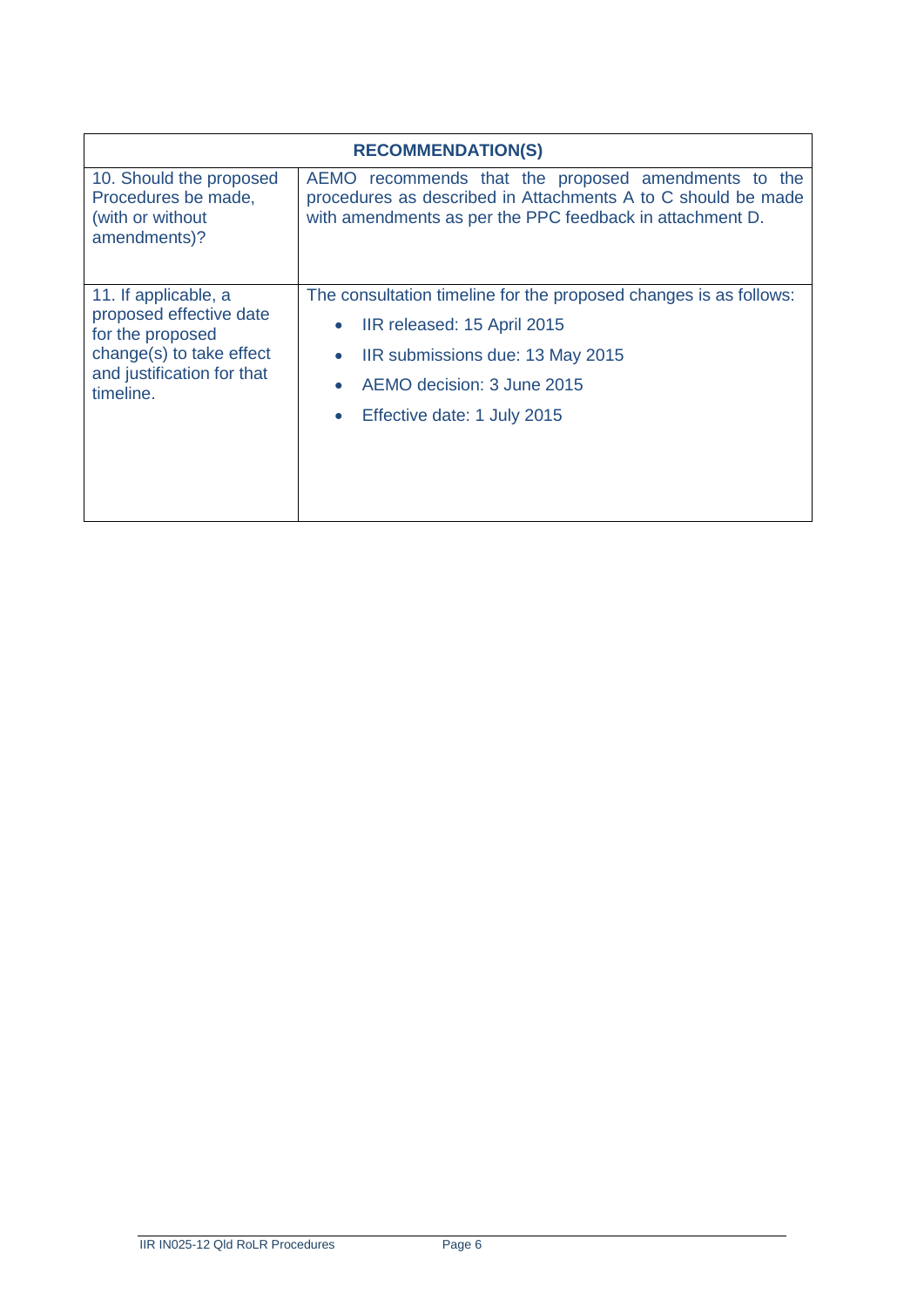| RECOMMENDATION(S) | |
|---|---|
| 10. Should the proposed Procedures be made, (with or without amendments)? | AEMO recommends that the proposed amendments to the procedures as described in Attachments A to C should be made with amendments as per the PPC feedback in attachment D. |
| 11. If applicable, a proposed effective date for the proposed change(s) to take effect and justification for that timeline. | The consultation timeline for the proposed changes is as follows:<br>• IIR released: 15 April 2015<br>• IIR submissions due: 13 May 2015<br>• AEMO decision: 3 June 2015<br>• Effective date: 1 July 2015 |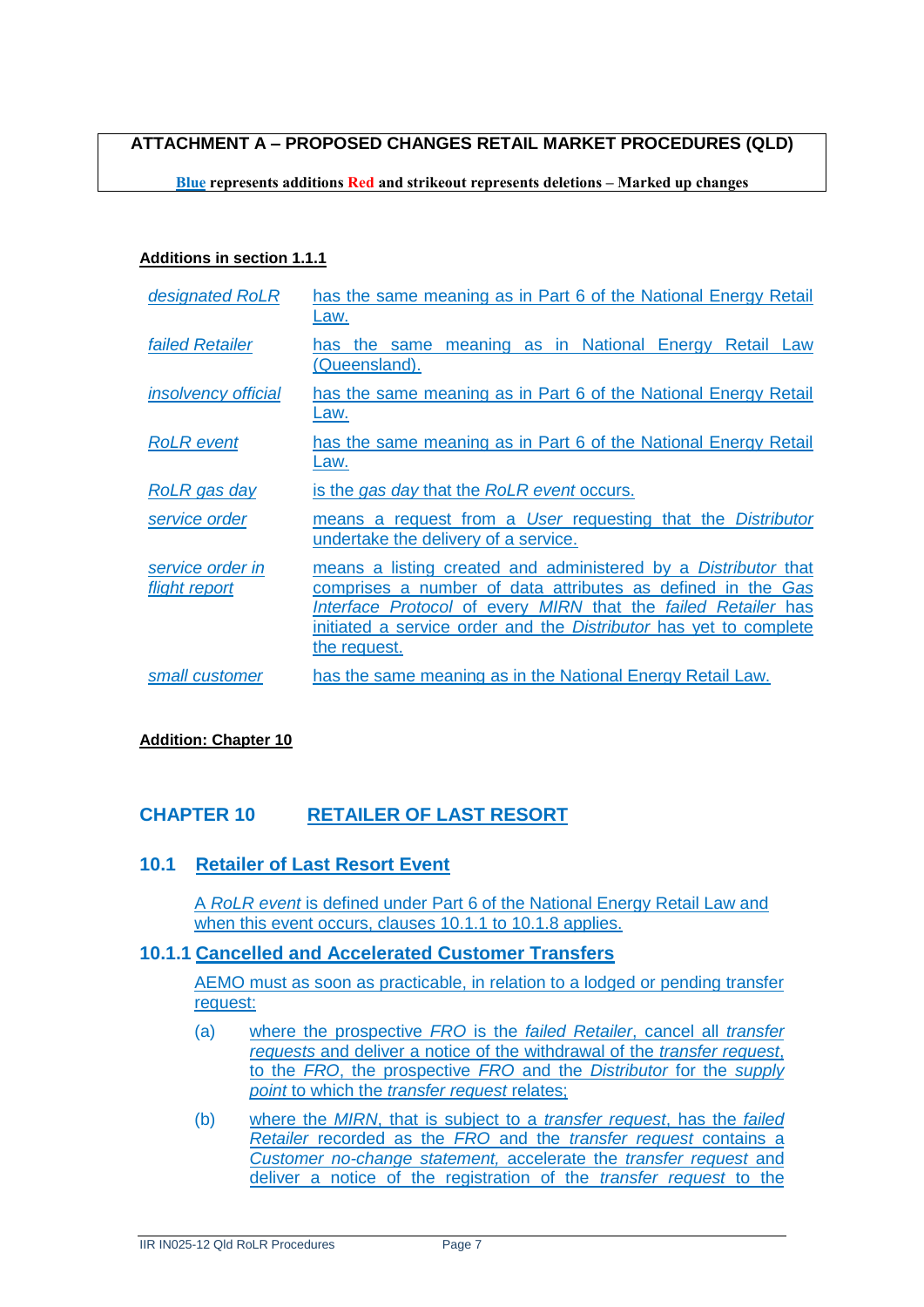**ATTACHMENT A – PROPOSED CHANGES RETAIL MARKET PROCEDURES (QLD)**

**Blue represents additions Red and strikeout represents deletions – Marked up changes**

**Additions in section 1.1.1**

| | |
|---|---|
| *designated RoLR* | has the same meaning as in Part 6 of the National Energy Retail Law. |
| *failed Retailer* | has the same meaning as in National Energy Retail Law (Queensland). |
| *insolvency official* | has the same meaning as in Part 6 of the National Energy Retail Law. |
| *RoLR event* | has the same meaning as in Part 6 of the National Energy Retail Law. |
| *RoLR gas day* | is the *gas day* that the *RoLR event* occurs. |
| *service order* | means a request from a *User* requesting that the *Distributor* undertake the delivery of a service. |
| *service order in flight report* | means a listing created and administered by a *Distributor* that comprises a number of data attributes as defined in the *Gas Interface Protocol* of every *MIRN* that the *failed Retailer* has initiated a service order and the *Distributor* has yet to complete the request. |
| *small customer* | has the same meaning as in the National Energy Retail Law. |

**Addition: Chapter 10**

# CHAPTER 10 RETAILER OF LAST RESORT

## 10.1 Retailer of Last Resort Event

A *RoLR event* is defined under Part 6 of the National Energy Retail Law and when this event occurs, clauses 10.1.1 to 10.1.8 applies.

### 10.1.1 Cancelled and Accelerated Customer Transfers

AEMO must as soon as practicable, in relation to a lodged or pending transfer request:

(a) where the prospective *FRO* is the *failed Retailer*, cancel all *transfer requests* and deliver a notice of the withdrawal of the *transfer request*, to the *FRO*, the prospective *FRO* and the *Distributor* for the *supply point* to which the *transfer request* relates;

(b) where the *MIRN*, that is subject to a *transfer request*, has the *failed Retailer* recorded as the *FRO* and the *transfer request* contains a *Customer no-change statement,* accelerate the *transfer request* and deliver a notice of the registration of the *transfer request* to the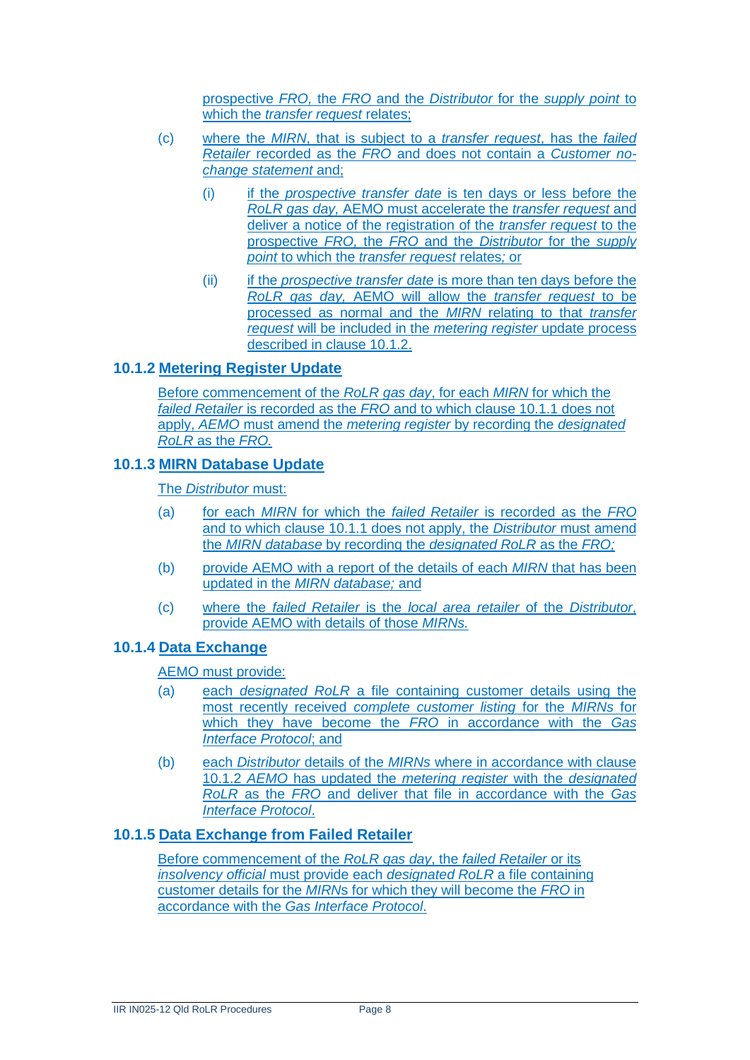prospective *FRO,* the *FRO* and the *Distributor* for the *supply point* to which the *transfer request* relates;

(c) where the *MIRN*, that is subject to a *transfer request*, has the *failed Retailer* recorded as the *FRO* and does not contain a *Customer no-change statement* and;

   (i) if the *prospective transfer date* is ten days or less before the *RoLR gas day,* AEMO must accelerate the *transfer request* and deliver a notice of the registration of the *transfer request* to the prospective *FRO,* the *FRO* and the *Distributor* for the *supply point* to which the *transfer request* relates*;* or

   (ii) if the *prospective transfer date* is more than ten days before the *RoLR gas day,* AEMO will allow the *transfer request* to be processed as normal and the *MIRN* relating to that *transfer request* will be included in the *metering register* update process described in clause 10.1.2.

### 10.1.2 Metering Register Update

Before commencement of the *RoLR gas day*, for each *MIRN* for which the *failed Retailer* is recorded as the *FRO* and to which clause 10.1.1 does not apply, *AEMO* must amend the *metering register* by recording the *designated RoLR* as the *FRO.*

### 10.1.3 MIRN Database Update

The *Distributor* must:

(a) for each *MIRN* for which the *failed Retailer* is recorded as the *FRO* and to which clause 10.1.1 does not apply, the *Distributor* must amend the *MIRN database* by recording the *designated RoLR* as the *FRO;*

(b) provide AEMO with a report of the details of each *MIRN* that has been updated in the *MIRN database;* and

(c) where the *failed Retailer* is the *local area retailer* of the *Distributor*, provide AEMO with details of those *MIRNs.*

### 10.1.4 Data Exchange

AEMO must provide:

(a) each *designated RoLR* a file containing customer details using the most recently received *complete customer listing* for the *MIRNs* for which they have become the *FRO* in accordance with the *Gas Interface Protocol*; and

(b) each *Distributor* details of the *MIRNs* where in accordance with clause 10.1.2 *AEMO* has updated the *metering register* with the *designated RoLR* as the *FRO* and deliver that file in accordance with the *Gas Interface Protocol*.

### 10.1.5 Data Exchange from Failed Retailer

Before commencement of the *RoLR gas day*, the *failed Retailer* or its *insolvency official* must provide each *designated RoLR* a file containing customer details for the *MIRN*s for which they will become the *FRO* in accordance with the *Gas Interface Protocol*.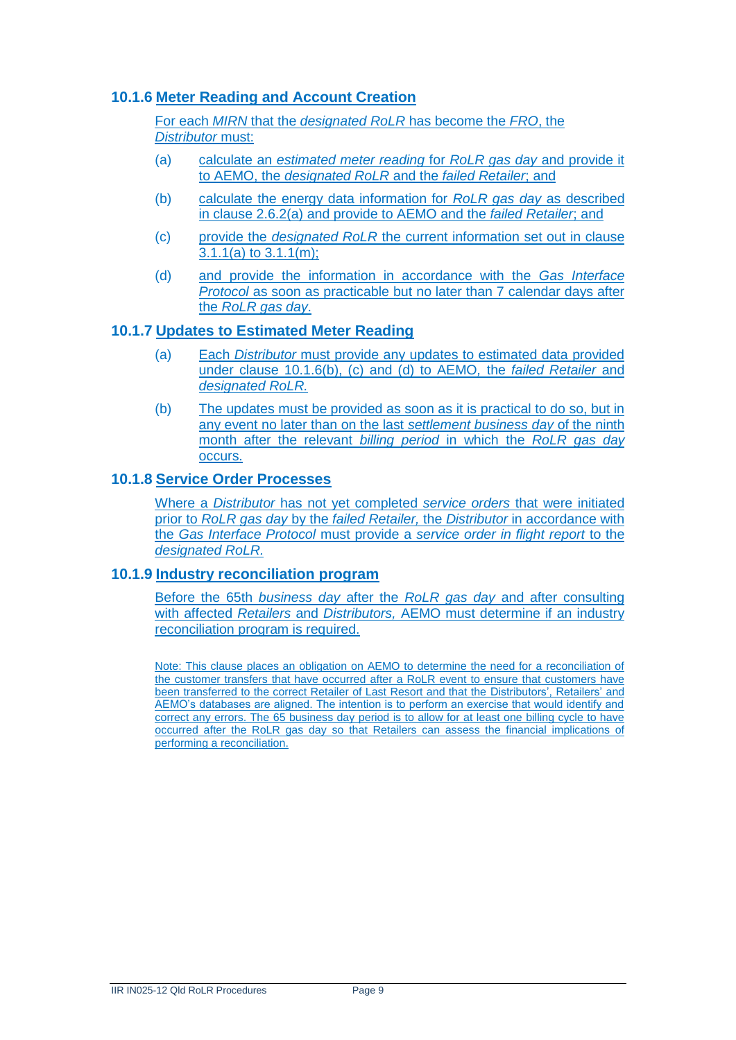### 10.1.6 Meter Reading and Account Creation

For each *MIRN* that the *designated RoLR* has become the *FRO*, the *Distributor* must:

(a) calculate an *estimated meter reading* for *RoLR gas day* and provide it to AEMO, the *designated RoLR* and the *failed Retailer*; and

(b) calculate the energy data information for *RoLR gas day* as described in clause 2.6.2(a) and provide to AEMO and the *failed Retailer*; and

(c) provide the *designated RoLR* the current information set out in clause 3.1.1(a) to 3.1.1(m);

(d) and provide the information in accordance with the *Gas Interface Protocol* as soon as practicable but no later than 7 calendar days after the *RoLR gas day*.

### 10.1.7 Updates to Estimated Meter Reading

(a) Each *Distributor* must provide any updates to estimated data provided under clause 10.1.6(b), (c) and (d) to AEMO, the *failed Retailer* and *designated RoLR.*

(b) The updates must be provided as soon as it is practical to do so, but in any event no later than on the last *settlement business day* of the ninth month after the relevant *billing period* in which the *RoLR gas day* occurs.

### 10.1.8 Service Order Processes

Where a *Distributor* has not yet completed *service orders* that were initiated prior to *RoLR gas day* by the *failed Retailer*, the *Distributor* in accordance with the *Gas Interface Protocol* must provide a *service order in flight report* to the *designated RoLR*.

### 10.1.9 Industry reconciliation program

Before the 65th *business day* after the *RoLR gas day* and after consulting with affected *Retailers* and *Distributors*, AEMO must determine if an industry reconciliation program is required.

Note: This clause places an obligation on AEMO to determine the need for a reconciliation of the customer transfers that have occurred after a RoLR event to ensure that customers have been transferred to the correct Retailer of Last Resort and that the Distributors', Retailers' and AEMO's databases are aligned. The intention is to perform an exercise that would identify and correct any errors. The 65 business day period is to allow for at least one billing cycle to have occurred after the RoLR gas day so that Retailers can assess the financial implications of performing a reconciliation.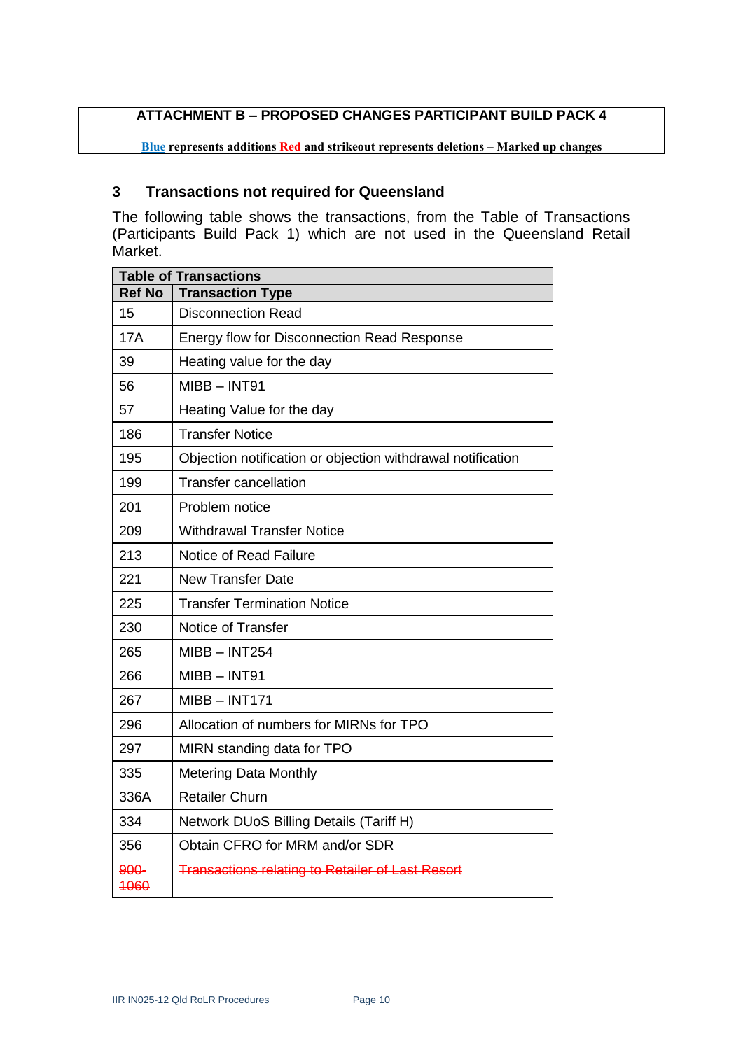**ATTACHMENT B – PROPOSED CHANGES PARTICIPANT BUILD PACK 4**

**Blue represents additions Red and strikeout represents deletions – Marked up changes**

## 3 Transactions not required for Queensland

The following table shows the transactions, from the Table of Transactions (Participants Build Pack 1) which are not used in the Queensland Retail Market.

| Table of Transactions | |
|---|---|
| **Ref No** | **Transaction Type** |
| 15 | Disconnection Read |
| 17A | Energy flow for Disconnection Read Response |
| 39 | Heating value for the day |
| 56 | MIBB – INT91 |
| 57 | Heating Value for the day |
| 186 | Transfer Notice |
| 195 | Objection notification or objection withdrawal notification |
| 199 | Transfer cancellation |
| 201 | Problem notice |
| 209 | Withdrawal Transfer Notice |
| 213 | Notice of Read Failure |
| 221 | New Transfer Date |
| 225 | Transfer Termination Notice |
| 230 | Notice of Transfer |
| 265 | MIBB – INT254 |
| 266 | MIBB – INT91 |
| 267 | MIBB – INT171 |
| 296 | Allocation of numbers for MIRNs for TPO |
| 297 | MIRN standing data for TPO |
| 335 | Metering Data Monthly |
| 336A | Retailer Churn |
| 334 | Network DUoS Billing Details (Tariff H) |
| 356 | Obtain CFRO for MRM and/or SDR |
| ~~900-1060~~ | ~~Transactions relating to Retailer of Last Resort~~ |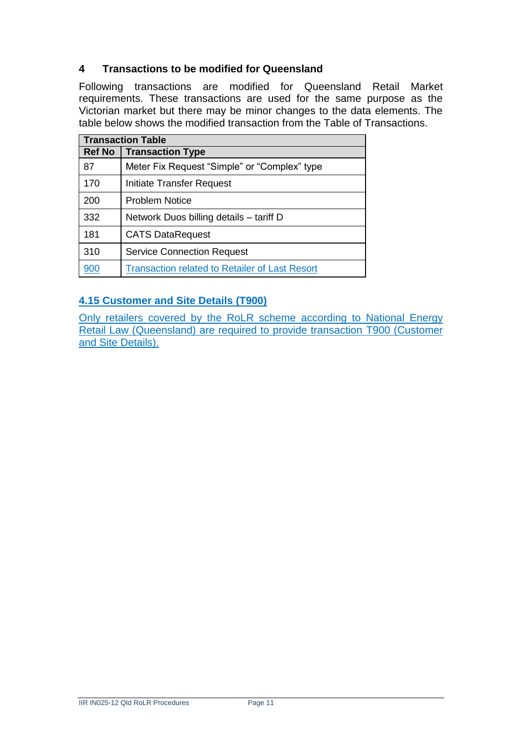## 4 Transactions to be modified for Queensland

Following transactions are modified for Queensland Retail Market requirements. These transactions are used for the same purpose as the Victorian market but there may be minor changes to the data elements. The table below shows the modified transaction from the Table of Transactions.

| Transaction Table | |
|---|---|
| **Ref No** | **Transaction Type** |
| 87 | Meter Fix Request “Simple” or “Complex” type |
| 170 | Initiate Transfer Request |
| 200 | Problem Notice |
| 332 | Network Duos billing details – tariff D |
| 181 | CATS DataRequest |
| 310 | Service Connection Request |
| 900 | Transaction related to Retailer of Last Resort |

### 4.15 Customer and Site Details (T900)

Only retailers covered by the RoLR scheme according to National Energy Retail Law (Queensland) are required to provide transaction T900 (Customer and Site Details).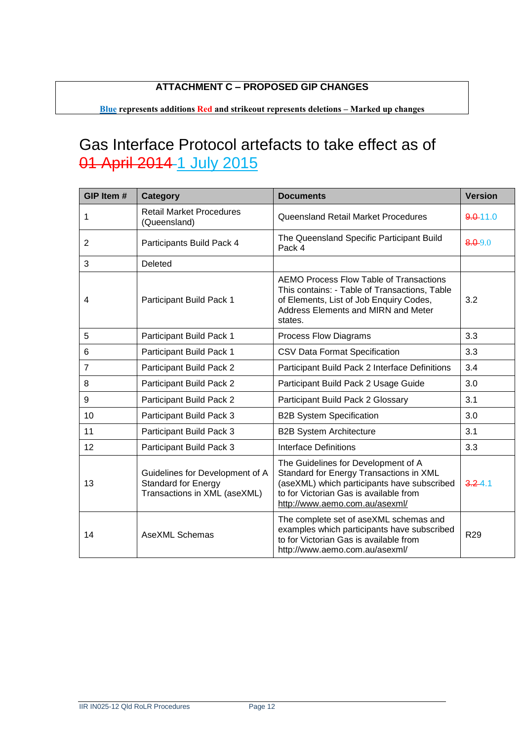**ATTACHMENT C – PROPOSED GIP CHANGES**

**Blue represents additions Red and strikeout represents deletions – Marked up changes**

# Gas Interface Protocol artefacts to take effect as of ~~01 April 2014~~ 1 July 2015

| GIP Item # | Category | Documents | Version |
|---|---|---|---|
| 1 | Retail Market Procedures (Queensland) | Queensland Retail Market Procedures | ~~9.0~~ 11.0 |
| 2 | Participants Build Pack 4 | The Queensland Specific Participant Build Pack 4 | ~~8.0~~ 9.0 |
| 3 | Deleted | | |
| 4 | Participant Build Pack 1 | AEMO Process Flow Table of Transactions This contains: - Table of Transactions, Table of Elements, List of Job Enquiry Codes, Address Elements and MIRN and Meter states. | 3.2 |
| 5 | Participant Build Pack 1 | Process Flow Diagrams | 3.3 |
| 6 | Participant Build Pack 1 | CSV Data Format Specification | 3.3 |
| 7 | Participant Build Pack 2 | Participant Build Pack 2 Interface Definitions | 3.4 |
| 8 | Participant Build Pack 2 | Participant Build Pack 2 Usage Guide | 3.0 |
| 9 | Participant Build Pack 2 | Participant Build Pack 2 Glossary | 3.1 |
| 10 | Participant Build Pack 3 | B2B System Specification | 3.0 |
| 11 | Participant Build Pack 3 | B2B System Architecture | 3.1 |
| 12 | Participant Build Pack 3 | Interface Definitions | 3.3 |
| 13 | Guidelines for Development of A Standard for Energy Transactions in XML (aseXML) | The Guidelines for Development of A Standard for Energy Transactions in XML (aseXML) which participants have subscribed to for Victorian Gas is available from http://www.aemo.com.au/asexml/ | ~~3.2~~ 4.1 |
| 14 | AseXML Schemas | The complete set of aseXML schemas and examples which participants have subscribed to for Victorian Gas is available from http://www.aemo.com.au/asexml/ | R29 |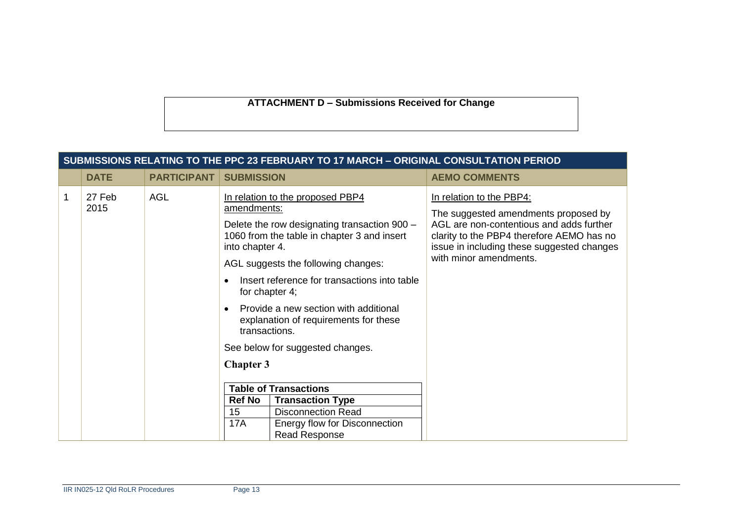**ATTACHMENT D – Submissions Received for Change**

| | SUBMISSIONS RELATING TO THE PPC 23 FEBRUARY TO 17 MARCH – ORIGINAL CONSULTATION PERIOD | | | |
|---|---|---|---|---|
| | **DATE** | **PARTICIPANT** | **SUBMISSION** | **AEMO COMMENTS** |
| 1 | 27 Feb 2015 | AGL | In relation to the proposed PBP4 amendments:<br><br>Delete the row designating transaction 900 – 1060 from the table in chapter 3 and insert into chapter 4.<br><br>AGL suggests the following changes:<br><br>• Insert reference for transactions into table for chapter 4;<br>• Provide a new section with additional explanation of requirements for these transactions.<br><br>See below for suggested changes.<br><br>**Chapter 3**<br><br>**Table of Transactions**<br>**Ref No** – **Transaction Type**<br>15 – Disconnection Read<br>17A – Energy flow for Disconnection Read Response | In relation to the PBP4:<br><br>The suggested amendments proposed by AGL are non-contentious and adds further clarity to the PBP4 therefore AEMO has no issue in including these suggested changes with minor amendments. |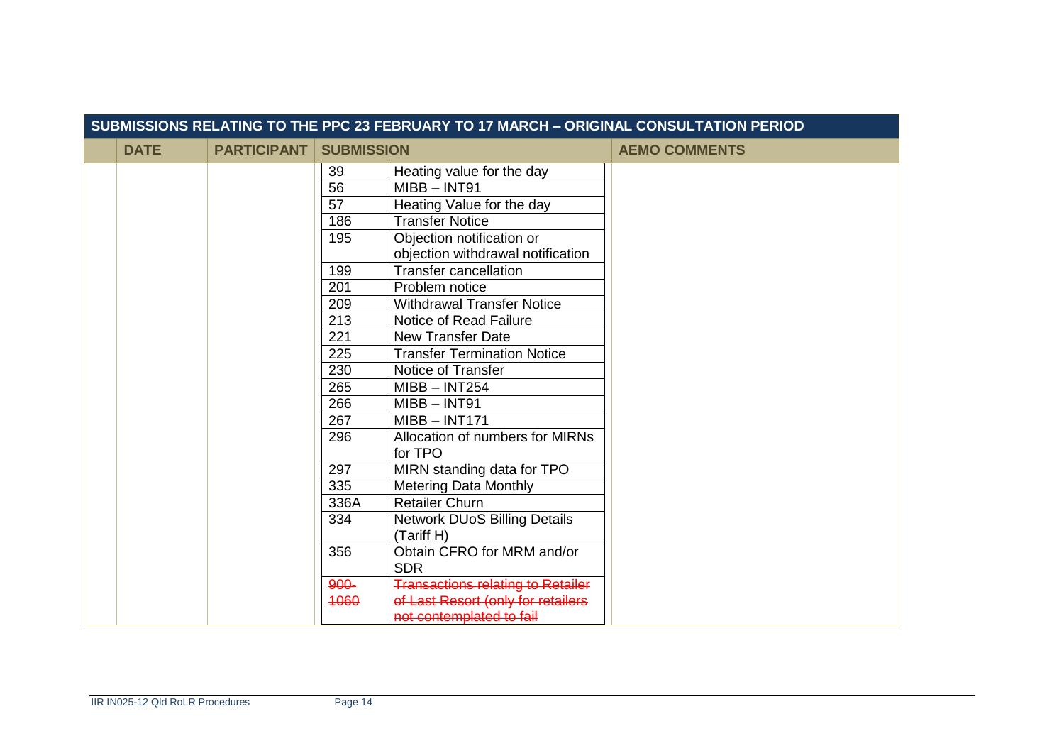| SUBMISSIONS RELATING TO THE PPC 23 FEBRUARY TO 17 MARCH – ORIGINAL CONSULTATION PERIOD | | | | |
|---|---|---|---|---|
| | DATE | PARTICIPANT | SUBMISSION | AEMO COMMENTS |
| | | | | |

| | |
|---|---|
| 39 | Heating value for the day |
| 56 | MIBB – INT91 |
| 57 | Heating Value for the day |
| 186 | Transfer Notice |
| 195 | Objection notification or objection withdrawal notification |
| 199 | Transfer cancellation |
| 201 | Problem notice |
| 209 | Withdrawal Transfer Notice |
| 213 | Notice of Read Failure |
| 221 | New Transfer Date |
| 225 | Transfer Termination Notice |
| 230 | Notice of Transfer |
| 265 | MIBB – INT254 |
| 266 | MIBB – INT91 |
| 267 | MIBB – INT171 |
| 296 | Allocation of numbers for MIRNs for TPO |
| 297 | MIRN standing data for TPO |
| 335 | Metering Data Monthly |
| 336A | Retailer Churn |
| 334 | Network DUoS Billing Details (Tariff H) |
| 356 | Obtain CFRO for MRM and/or SDR |
| ~~900-1060~~ | ~~Transactions relating to Retailer of Last Resort (only for retailers not contemplated to fail~~ |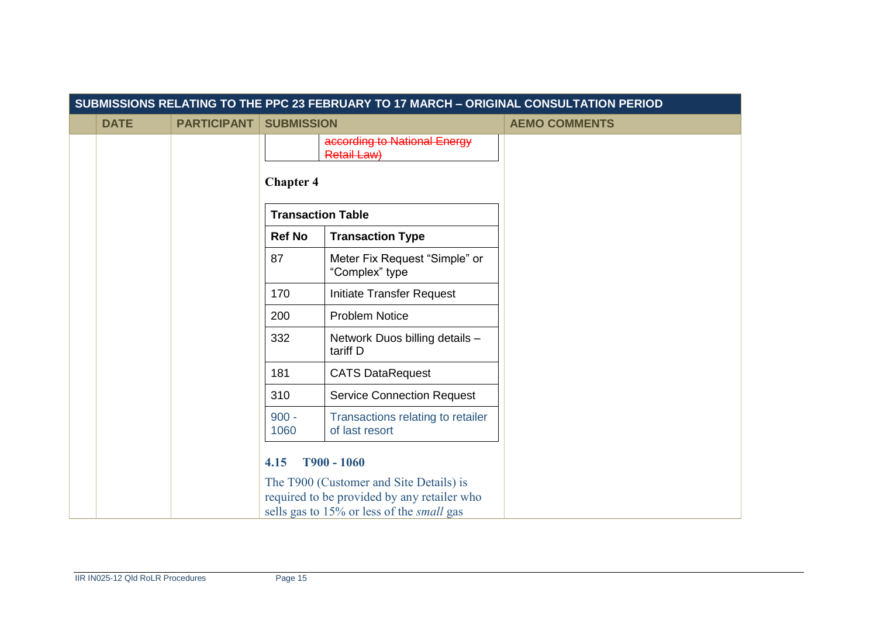**SUBMISSIONS RELATING TO THE PPC 23 FEBRUARY TO 17 MARCH – ORIGINAL CONSULTATION PERIOD**

| | DATE | PARTICIPANT | SUBMISSION | AEMO COMMENTS |
|---|---|---|---|---|
| | | | ~~according to National Energy Retail Law)~~<br><br>**Chapter 4**<br><br>**Transaction Table**<br><br>**Ref No** – **Transaction Type**<br>87 – Meter Fix Request "Simple" or "Complex" type<br>170 – Initiate Transfer Request<br>200 – Problem Notice<br>332 – Network Duos billing details – tariff D<br>181 – CATS DataRequest<br>310 – Service Connection Request<br>900 - 1060 – Transactions relating to retailer of last resort<br><br>**4.15 T900 - 1060**<br><br>The T900 (Customer and Site Details) is required to be provided by any retailer who sells gas to 15% or less of the *small* gas | |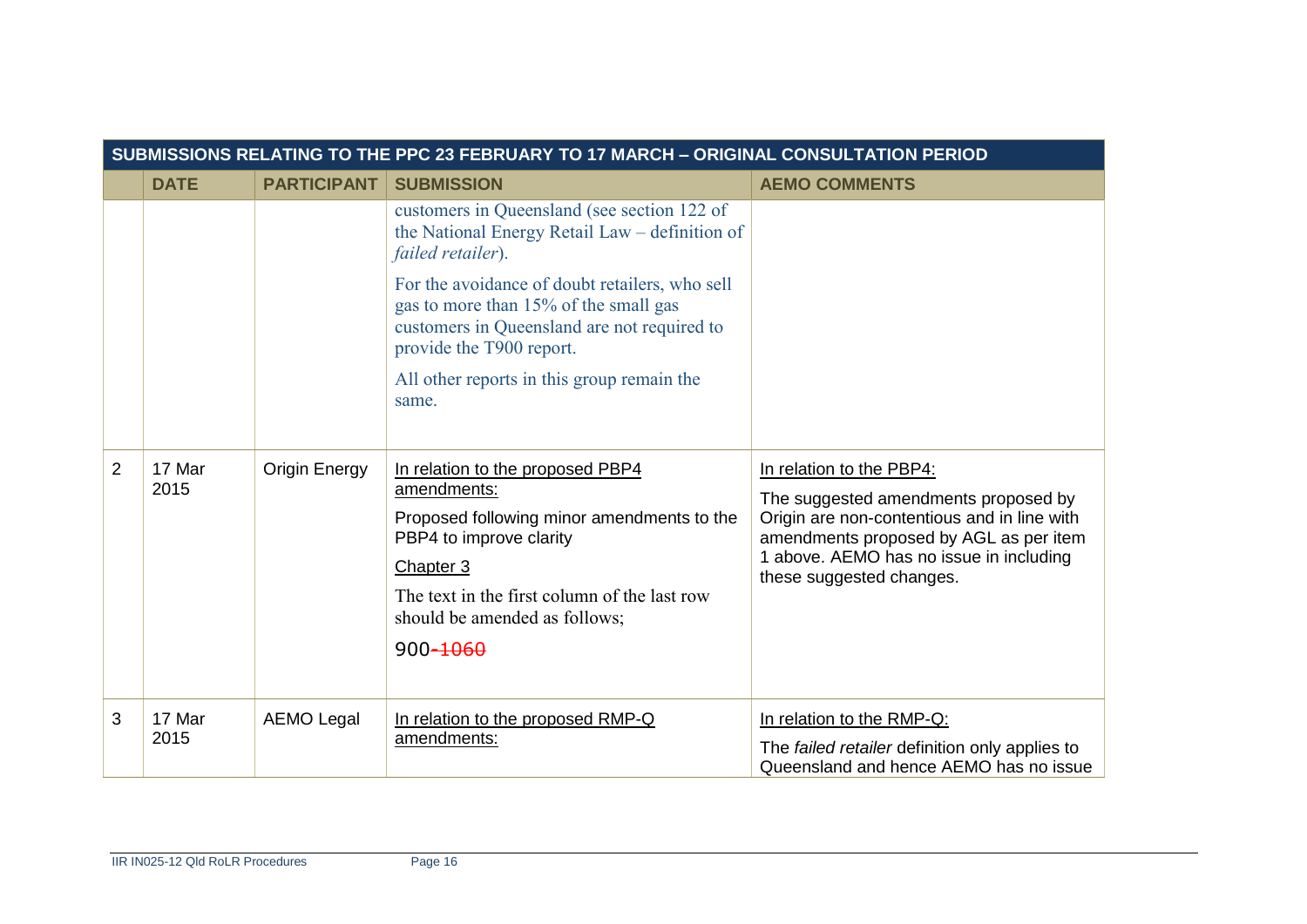| | SUBMISSIONS RELATING TO THE PPC 23 FEBRUARY TO 17 MARCH – ORIGINAL CONSULTATION PERIOD | | | |
|---|---|---|---|---|
| | **DATE** | **PARTICIPANT** | **SUBMISSION** | **AEMO COMMENTS** |
| | | | customers in Queensland (see section 122 of the National Energy Retail Law – definition of *failed retailer*).<br><br>For the avoidance of doubt retailers, who sell gas to more than 15% of the small gas customers in Queensland are not required to provide the T900 report.<br><br>All other reports in this group remain the same. | |
| 2 | 17 Mar 2015 | Origin Energy | In relation to the proposed PBP4 amendments:<br><br>Proposed following minor amendments to the PBP4 to improve clarity<br><br>Chapter 3<br><br>The text in the first column of the last row should be amended as follows;<br><br>900-1060 | In relation to the PBP4:<br><br>The suggested amendments proposed by Origin are non-contentious and in line with amendments proposed by AGL as per item 1 above. AEMO has no issue in including these suggested changes. |
| 3 | 17 Mar 2015 | AEMO Legal | In relation to the proposed RMP-Q amendments: | In relation to the RMP-Q:<br><br>The *failed retailer* definition only applies to Queensland and hence AEMO has no issue |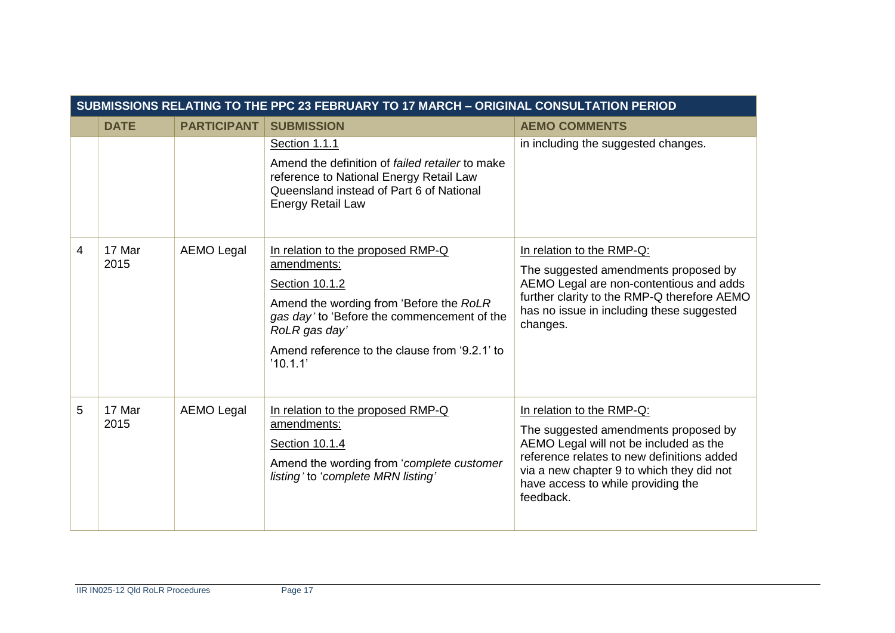| SUBMISSIONS RELATING TO THE PPC 23 FEBRUARY TO 17 MARCH – ORIGINAL CONSULTATION PERIOD | | | | |
|---|---|---|---|---|
| | **DATE** | **PARTICIPANT** | **SUBMISSION** | **AEMO COMMENTS** |
| | | | Section 1.1.1<br><br>Amend the definition of *failed retailer* to make reference to National Energy Retail Law Queensland instead of Part 6 of National Energy Retail Law | in including the suggested changes. |
| 4 | 17 Mar 2015 | AEMO Legal | In relation to the proposed RMP-Q amendments:<br><br>Section 10.1.2<br><br>Amend the wording from 'Before the *RoLR gas day'* to 'Before the commencement of the *RoLR gas day'*<br><br>Amend reference to the clause from '9.2.1' to '10.1.1' | In relation to the RMP-Q:<br><br>The suggested amendments proposed by AEMO Legal are non-contentious and adds further clarity to the RMP-Q therefore AEMO has no issue in including these suggested changes. |
| 5 | 17 Mar 2015 | AEMO Legal | In relation to the proposed RMP-Q amendments:<br><br>Section 10.1.4<br><br>Amend the wording from '*complete customer listing'* to '*complete MRN listing'* | In relation to the RMP-Q:<br><br>The suggested amendments proposed by AEMO Legal will not be included as the reference relates to new definitions added via a new chapter 9 to which they did not have access to while providing the feedback. |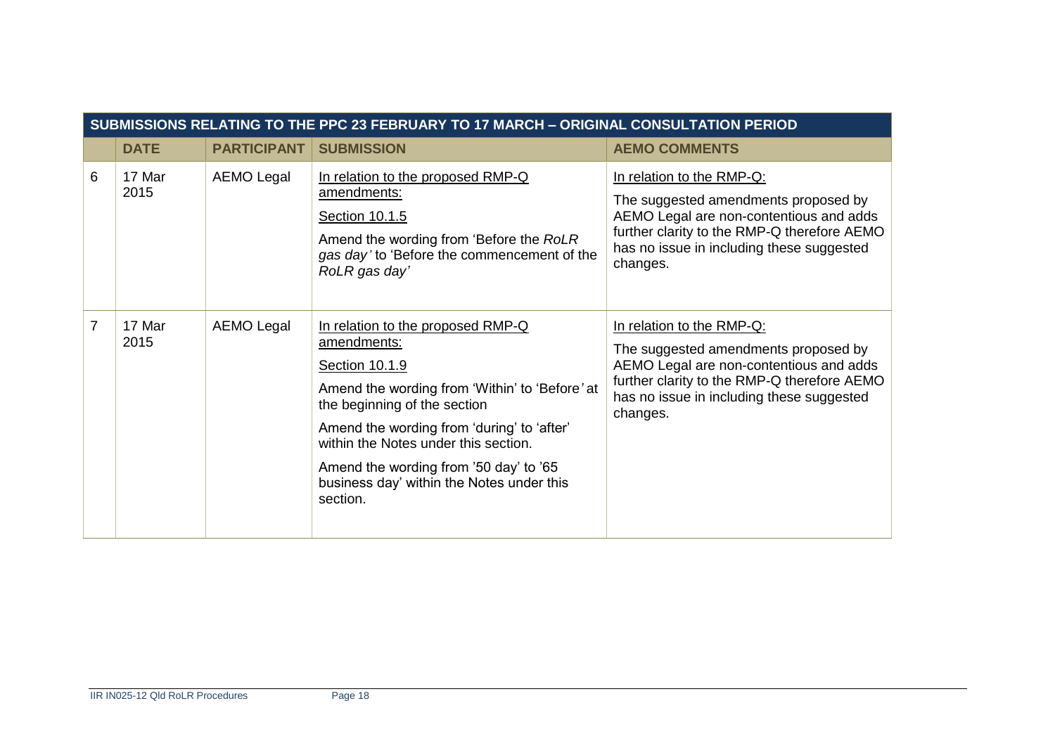| SUBMISSIONS RELATING TO THE PPC 23 FEBRUARY TO 17 MARCH – ORIGINAL CONSULTATION PERIOD | | | | |
|---|---|---|---|---|
| | **DATE** | **PARTICIPANT** | **SUBMISSION** | **AEMO COMMENTS** |
| 6 | 17 Mar 2015 | AEMO Legal | In relation to the proposed RMP-Q amendments:<br>Section 10.1.5<br>Amend the wording from 'Before the *RoLR gas day'* to 'Before the commencement of the *RoLR gas day'* | In relation to the RMP-Q:<br>The suggested amendments proposed by AEMO Legal are non-contentious and adds further clarity to the RMP-Q therefore AEMO has no issue in including these suggested changes. |
| 7 | 17 Mar 2015 | AEMO Legal | In relation to the proposed RMP-Q amendments:<br>Section 10.1.9<br>Amend the wording from 'Within' to 'Before*'* at the beginning of the section<br>Amend the wording from 'during' to 'after' within the Notes under this section.<br>Amend the wording from '50 day' to '65 business day' within the Notes under this section. | In relation to the RMP-Q:<br>The suggested amendments proposed by AEMO Legal are non-contentious and adds further clarity to the RMP-Q therefore AEMO has no issue in including these suggested changes. |